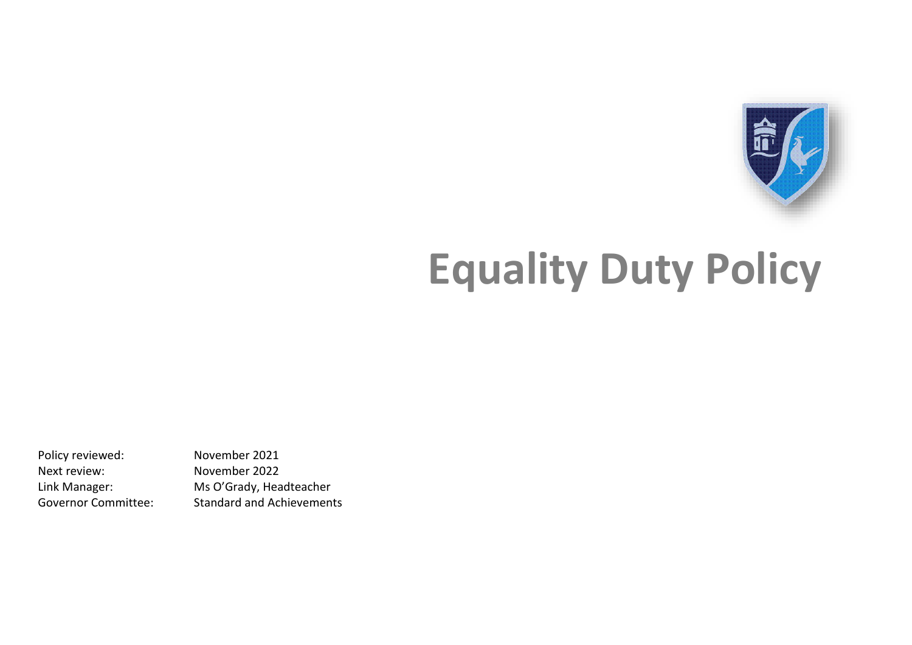# Equality Duty Policy

Policy reviewed: November 2021
Next review: November 2022
Link Manager: Ms O'Grady, Headteacher
Governor Committee: Standard and Achievements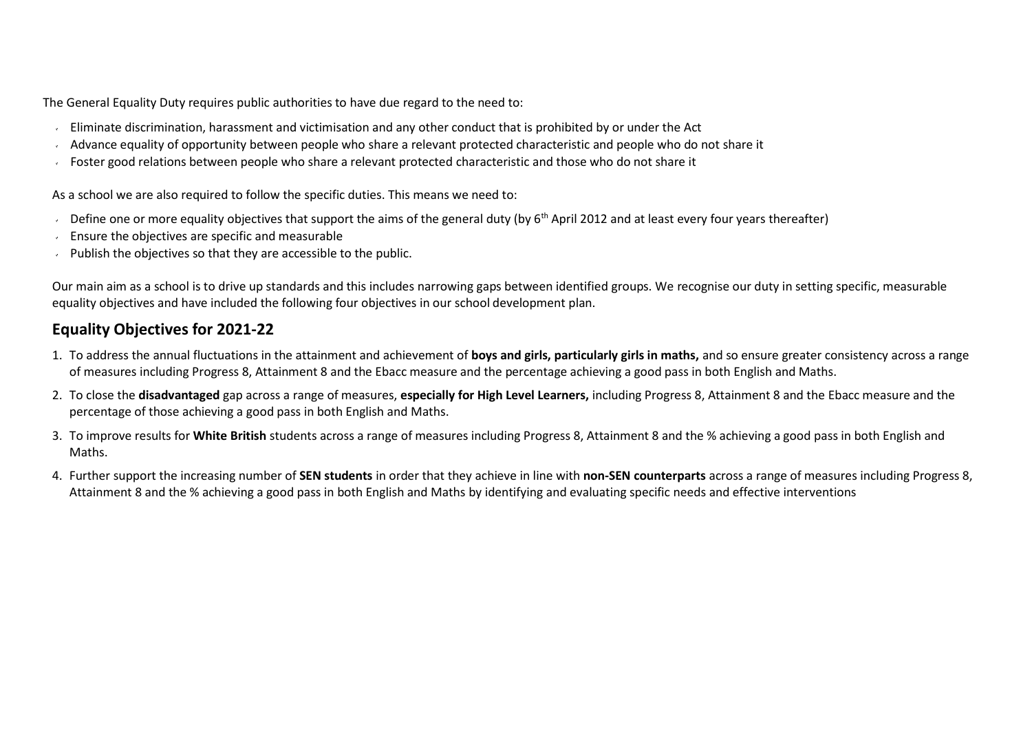The General Equality Duty requires public authorities to have due regard to the need to:

- Eliminate discrimination, harassment and victimisation and any other conduct that is prohibited by or under the Act
- Advance equality of opportunity between people who share a relevant protected characteristic and people who do not share it
- Foster good relations between people who share a relevant protected characteristic and those who do not share it

As a school we are also required to follow the specific duties. This means we need to:

- Define one or more equality objectives that support the aims of the general duty (by 6th April 2012 and at least every four years thereafter)
- Ensure the objectives are specific and measurable
- Publish the objectives so that they are accessible to the public.

Our main aim as a school is to drive up standards and this includes narrowing gaps between identified groups. We recognise our duty in setting specific, measurable equality objectives and have included the following four objectives in our school development plan.

## Equality Objectives for 2021-22

1. To address the annual fluctuations in the attainment and achievement of **boys and girls, particularly girls in maths,** and so ensure greater consistency across a range of measures including Progress 8, Attainment 8 and the Ebacc measure and the percentage achieving a good pass in both English and Maths.
2. To close the **disadvantaged** gap across a range of measures, **especially for High Level Learners,** including Progress 8, Attainment 8 and the Ebacc measure and the percentage of those achieving a good pass in both English and Maths.
3. To improve results for **White British** students across a range of measures including Progress 8, Attainment 8 and the % achieving a good pass in both English and Maths.
4. Further support the increasing number of **SEN students** in order that they achieve in line with **non-SEN counterparts** across a range of measures including Progress 8, Attainment 8 and the % achieving a good pass in both English and Maths by identifying and evaluating specific needs and effective interventions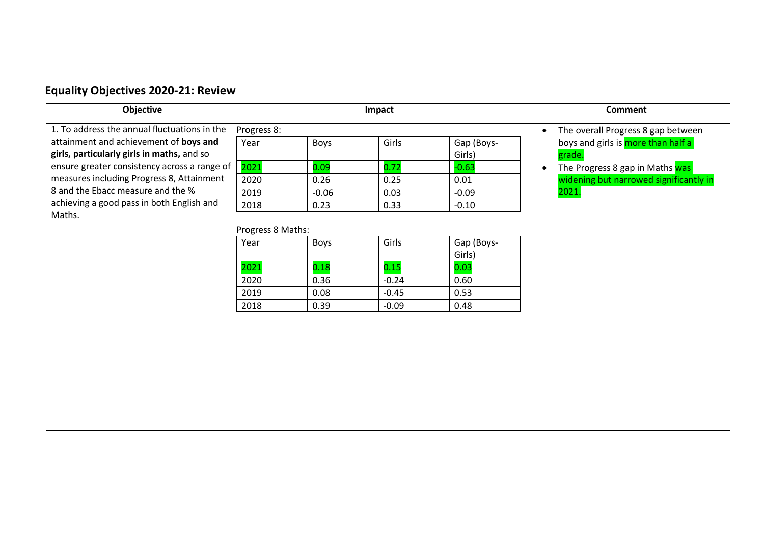## Equality Objectives 2020-21: Review

| Objective | Impact | Comment |
|---|---|---|
| 1. To address the annual fluctuations in the attainment and achievement of **boys and girls, particularly girls in maths,** and so ensure greater consistency across a range of measures including Progress 8, Attainment 8 and the Ebacc measure and the % achieving a good pass in both English and Maths. | See tables below | • The overall Progress 8 gap between boys and girls is more than half a grade.<br>• The Progress 8 gap in Maths was widening but narrowed significantly in 2021. |

Progress 8:

| Year | Boys | Girls | Gap (Boys-Girls) |
|---|---|---|---|
| 2021 | 0.09 | 0.72 | -0.63 |
| 2020 | 0.26 | 0.25 | 0.01 |
| 2019 | -0.06 | 0.03 | -0.09 |
| 2018 | 0.23 | 0.33 | -0.10 |

Progress 8 Maths:

| Year | Boys | Girls | Gap (Boys-Girls) |
|---|---|---|---|
| 2021 | 0.18 | 0.15 | 0.03 |
| 2020 | 0.36 | -0.24 | 0.60 |
| 2019 | 0.08 | -0.45 | 0.53 |
| 2018 | 0.39 | -0.09 | 0.48 |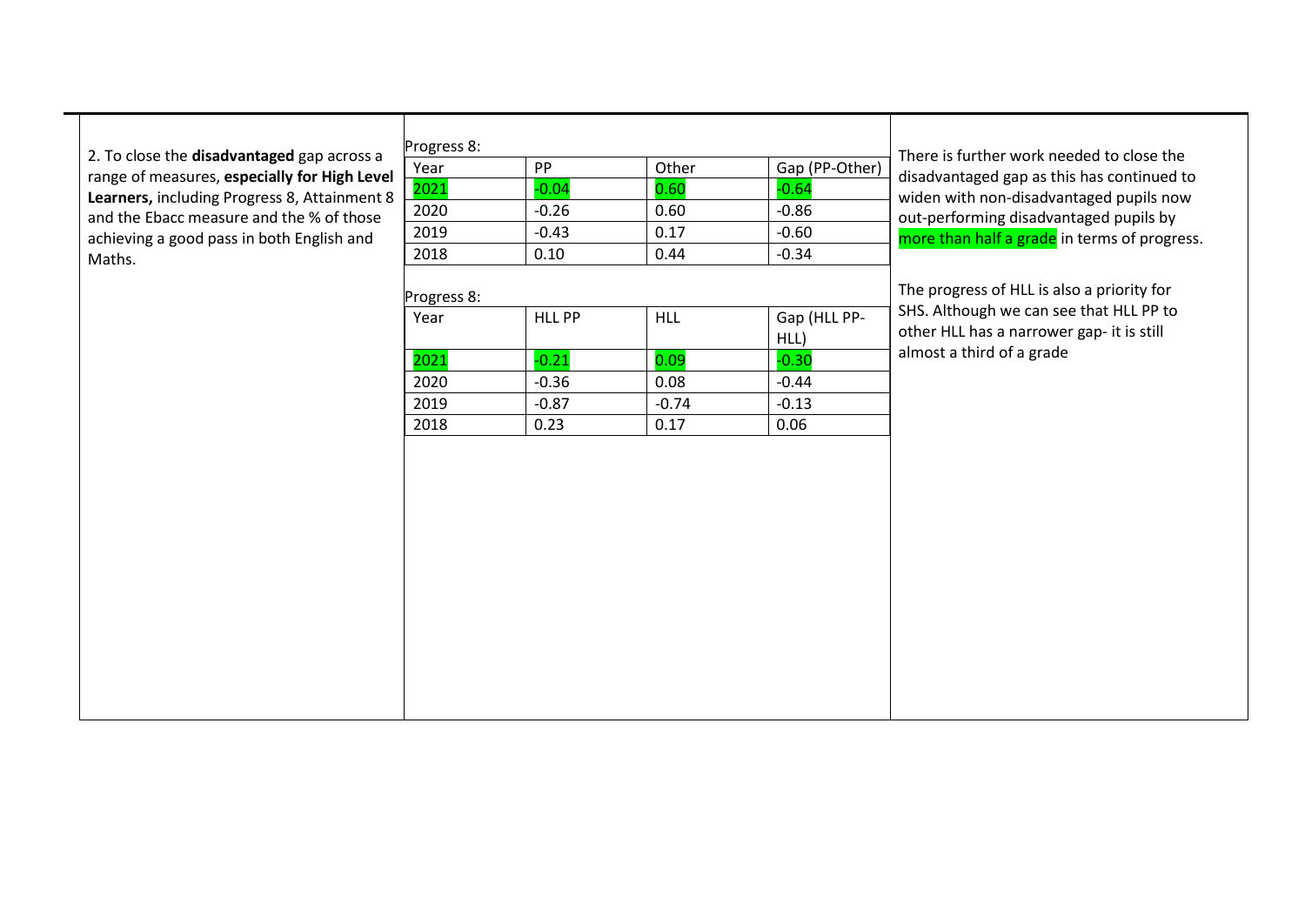2. To close the **disadvantaged** gap across a range of measures, **especially for High Level Learners,** including Progress 8, Attainment 8 and the Ebacc measure and the % of those achieving a good pass in both English and Maths.

Progress 8:

| Year | PP | Other | Gap (PP-Other) |
|---|---|---|---|
| 2021 | -0.04 | 0.60 | -0.64 |
| 2020 | -0.26 | 0.60 | -0.86 |
| 2019 | -0.43 | 0.17 | -0.60 |
| 2018 | 0.10 | 0.44 | -0.34 |

Progress 8:

| Year | HLL PP | HLL | Gap (HLL PP-HLL) |
|---|---|---|---|
| 2021 | -0.21 | 0.09 | -0.30 |
| 2020 | -0.36 | 0.08 | -0.44 |
| 2019 | -0.87 | -0.74 | -0.13 |
| 2018 | 0.23 | 0.17 | 0.06 |

There is further work needed to close the disadvantaged gap as this has continued to widen with non-disadvantaged pupils now out-performing disadvantaged pupils by more than half a grade in terms of progress.

The progress of HLL is also a priority for SHS. Although we can see that HLL PP to other HLL has a narrower gap- it is still almost a third of a grade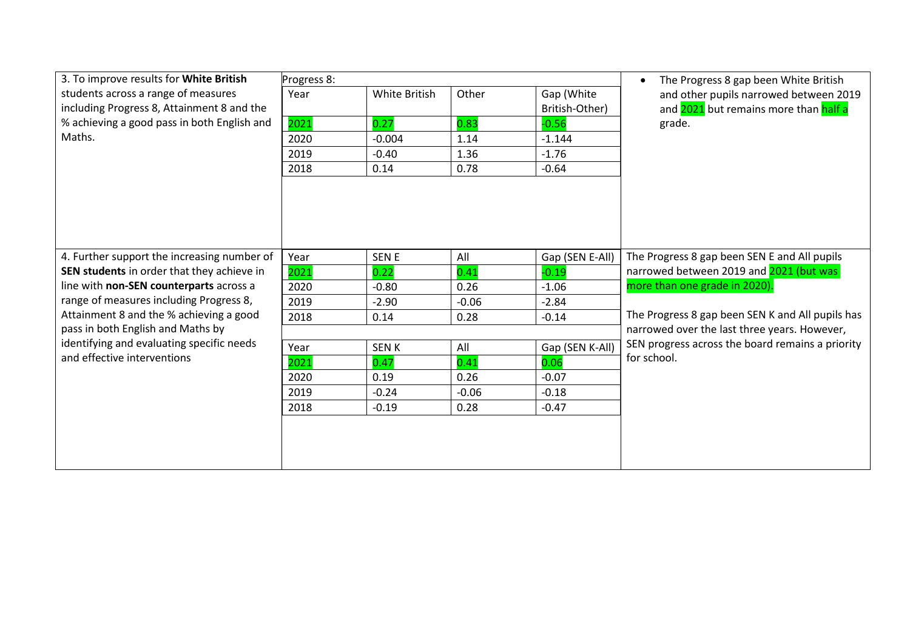| Objective | Data | | | | Commentary |
|---|---|---|---|---|---|
| 3. To improve results for **White British** students across a range of measures including Progress 8, Attainment 8 and the % achieving a good pass in both English and Maths. | Progress 8: | | | | • The Progress 8 gap been White British and other pupils narrowed between 2019 and 2021 but remains more than half a grade. |
| | Year | White British | Other | Gap (White British-Other) | |
| | 2021 | 0.27 | 0.83 | -0.56 | |
| | 2020 | -0.004 | 1.14 | -1.144 | |
| | 2019 | -0.40 | 1.36 | -1.76 | |
| | 2018 | 0.14 | 0.78 | -0.64 | |
| 4. Further support the increasing number of **SEN students** in order that they achieve in line with **non-SEN counterparts** across a range of measures including Progress 8, Attainment 8 and the % achieving a good pass in both English and Maths by identifying and evaluating specific needs and effective interventions | Year | SEN E | All | Gap (SEN E-All) | The Progress 8 gap been SEN E and All pupils narrowed between 2019 and 2021 (but was more than one grade in 2020). |
| | 2021 | 0.22 | 0.41 | -0.19 | |
| | 2020 | -0.80 | 0.26 | -1.06 | |
| | 2019 | -2.90 | -0.06 | -2.84 | |
| | 2018 | 0.14 | 0.28 | -0.14 | |
| | Year | SEN K | All | Gap (SEN K-All) | The Progress 8 gap been SEN K and All pupils has narrowed over the last three years. However, SEN progress across the board remains a priority for school. |
| | 2021 | 0.47 | 0.41 | 0.06 | |
| | 2020 | 0.19 | 0.26 | -0.07 | |
| | 2019 | -0.24 | -0.06 | -0.18 | |
| | 2018 | -0.19 | 0.28 | -0.47 | |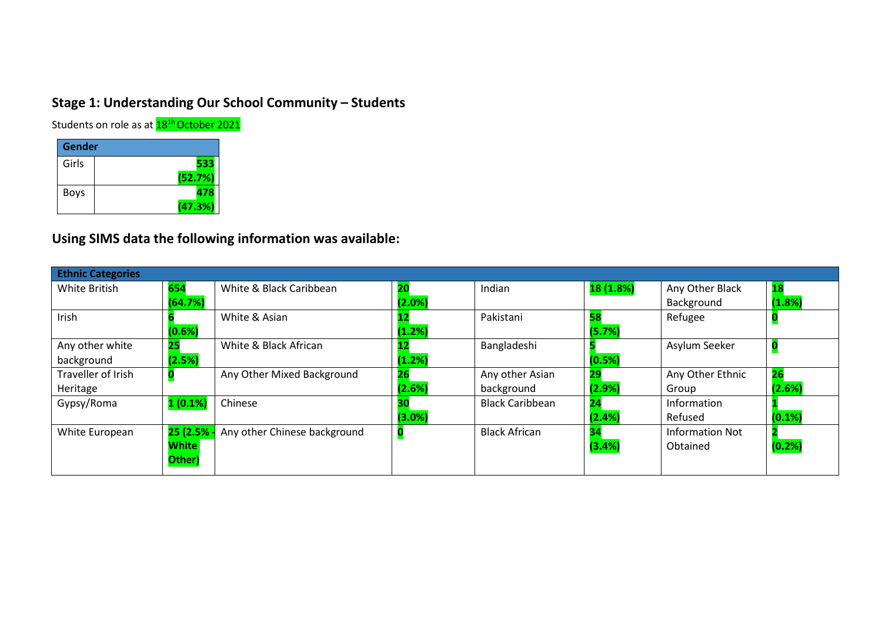## Stage 1: Understanding Our School Community – Students

Students on role as at 18[1h] October 2021

| Gender | |
|---|---|
| Girls | **533 (52.7%)** |
| Boys | **478 (47.3%)** |

## Using SIMS data the following information was available:

| Ethnic Categories | | | | | | | |
|---|---|---|---|---|---|---|---|
| White British | **654 (64.7%)** | White & Black Caribbean | **20 (2.0%)** | Indian | **18 (1.8%)** | Any Other Black Background | **18 (1.8%)** |
| Irish | **6 (0.6%)** | White & Asian | **12 (1.2%)** | Pakistani | **58 (5.7%)** | Refugee | **0** |
| Any other white background | **25 (2.5%)** | White & Black African | **12 (1.2%)** | Bangladeshi | **5 (0.5%)** | Asylum Seeker | **0** |
| Traveller of Irish Heritage | **0** | Any Other Mixed Background | **26 (2.6%)** | Any other Asian background | **29 (2.9%)** | Any Other Ethnic Group | **26 (2.6%)** |
| Gypsy/Roma | **1 (0.1%)** | Chinese | **30 (3.0%)** | Black Caribbean | **24 (2.4%)** | Information Refused | **1 (0.1%)** |
| White European | **25 (2.5% - White Other)** | Any other Chinese background | **0** | Black African | **34 (3.4%)** | Information Not Obtained | **2 (0.2%)** |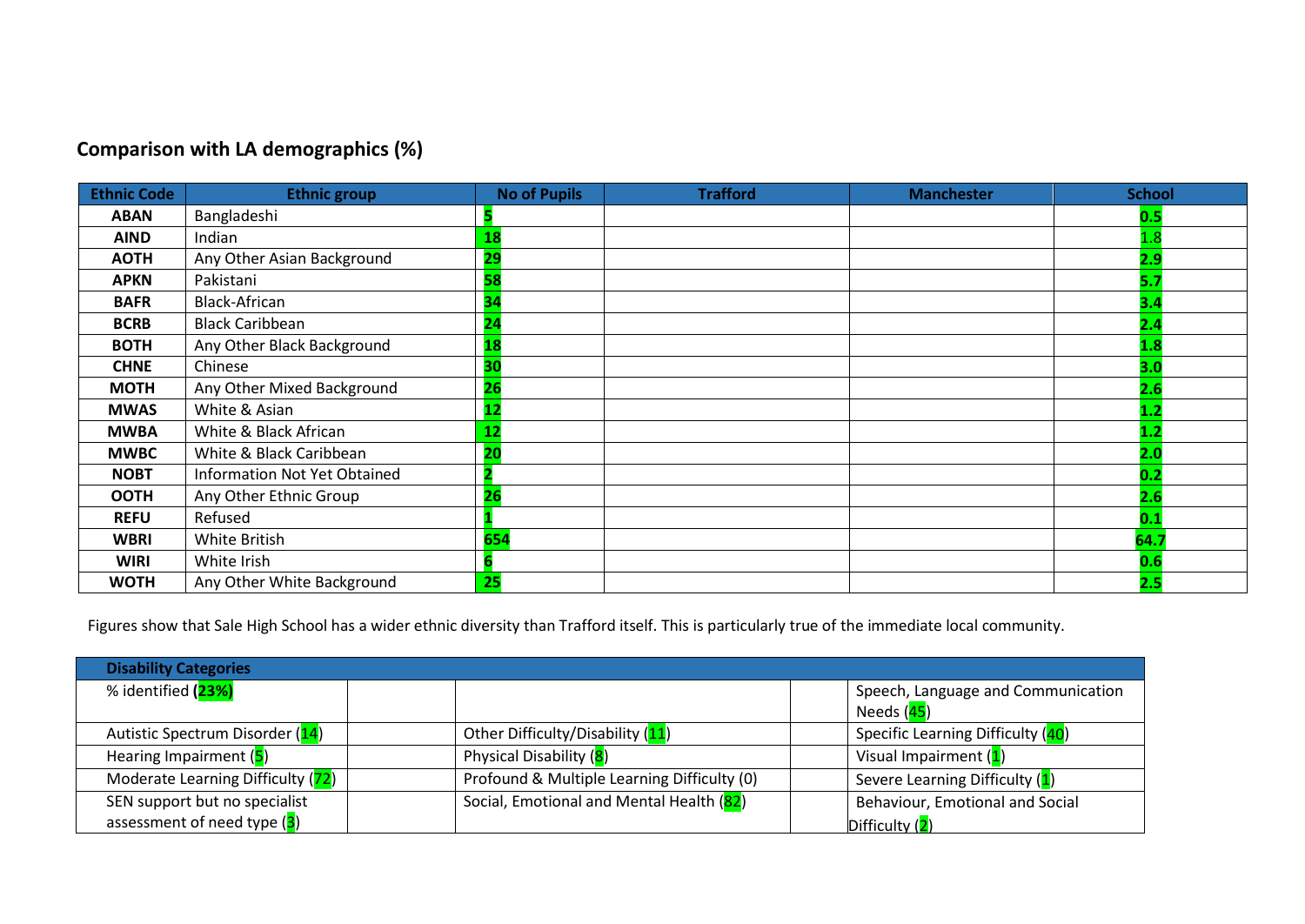## Comparison with LA demographics (%)

| Ethnic Code | Ethnic group | No of Pupils | Trafford | Manchester | School |
|---|---|---|---|---|---|
| **ABAN** | Bangladeshi | **5** | | | **0.5** |
| **AIND** | Indian | **18** | | | 1.8 |
| **AOTH** | Any Other Asian Background | **29** | | | **2.9** |
| **APKN** | Pakistani | **58** | | | **5.7** |
| **BAFR** | Black-African | **34** | | | **3.4** |
| **BCRB** | Black Caribbean | **24** | | | **2.4** |
| **BOTH** | Any Other Black Background | **18** | | | **1.8** |
| **CHNE** | Chinese | **30** | | | **3.0** |
| **MOTH** | Any Other Mixed Background | **26** | | | **2.6** |
| **MWAS** | White & Asian | **12** | | | **1.2** |
| **MWBA** | White & Black African | **12** | | | **1.2** |
| **MWBC** | White & Black Caribbean | **20** | | | **2.0** |
| **NOBT** | Information Not Yet Obtained | **2** | | | **0.2** |
| **OOTH** | Any Other Ethnic Group | **26** | | | **2.6** |
| **REFU** | Refused | **1** | | | **0.1** |
| **WBRI** | White British | **654** | | | **64.7** |
| **WIRI** | White Irish | **6** | | | **0.6** |
| **WOTH** | Any Other White Background | **25** | | | **2.5** |

Figures show that Sale High School has a wider ethnic diversity than Trafford itself. This is particularly true of the immediate local community.

| **Disability Categories** | | | | |
|---|---|---|---|---|
| % identified **(23%)** | | | | Speech, Language and Communication Needs (45) |
| Autistic Spectrum Disorder (14) | | Other Difficulty/Disability (11) | | Specific Learning Difficulty (40) |
| Hearing Impairment (5) | | Physical Disability (8) | | Visual Impairment (1) |
| Moderate Learning Difficulty (72) | | Profound & Multiple Learning Difficulty (0) | | Severe Learning Difficulty (1) |
| SEN support but no specialist assessment of need type (3) | | Social, Emotional and Mental Health (82) | | Behaviour, Emotional and Social Difficulty (2) |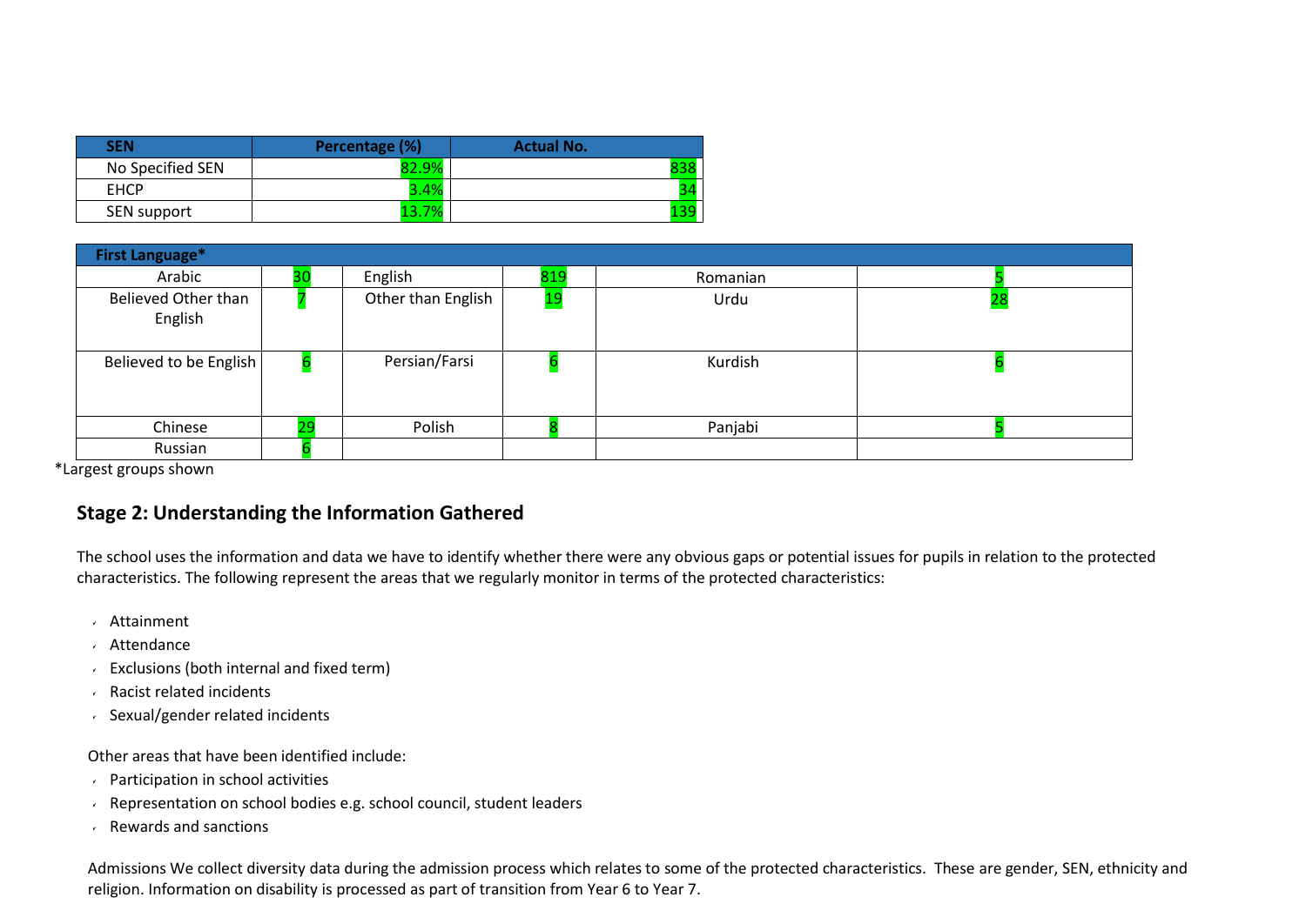| SEN | Percentage (%) | Actual No. |
|---|---|---|
| No Specified SEN | 82.9% | 838 |
| EHCP | 3.4% | 34 |
| SEN support | 13.7% | 139 |

| First Language* | | | | | |
|---|---|---|---|---|---|
| Arabic | 30 | English | 819 | Romanian | 5 |
| Believed Other than English | 7 | Other than English | 19 | Urdu | 28 |
| Believed to be English | 6 | Persian/Farsi | 6 | Kurdish | 6 |
| Chinese | 29 | Polish | 8 | Panjabi | 5 |
| Russian | 6 | | | | |

*Largest groups shown

## Stage 2: Understanding the Information Gathered

The school uses the information and data we have to identify whether there were any obvious gaps or potential issues for pupils in relation to the protected characteristics. The following represent the areas that we regularly monitor in terms of the protected characteristics:

- Attainment
- Attendance
- Exclusions (both internal and fixed term)
- Racist related incidents
- Sexual/gender related incidents

Other areas that have been identified include:

- Participation in school activities
- Representation on school bodies e.g. school council, student leaders
- Rewards and sanctions

Admissions We collect diversity data during the admission process which relates to some of the protected characteristics. These are gender, SEN, ethnicity and religion. Information on disability is processed as part of transition from Year 6 to Year 7.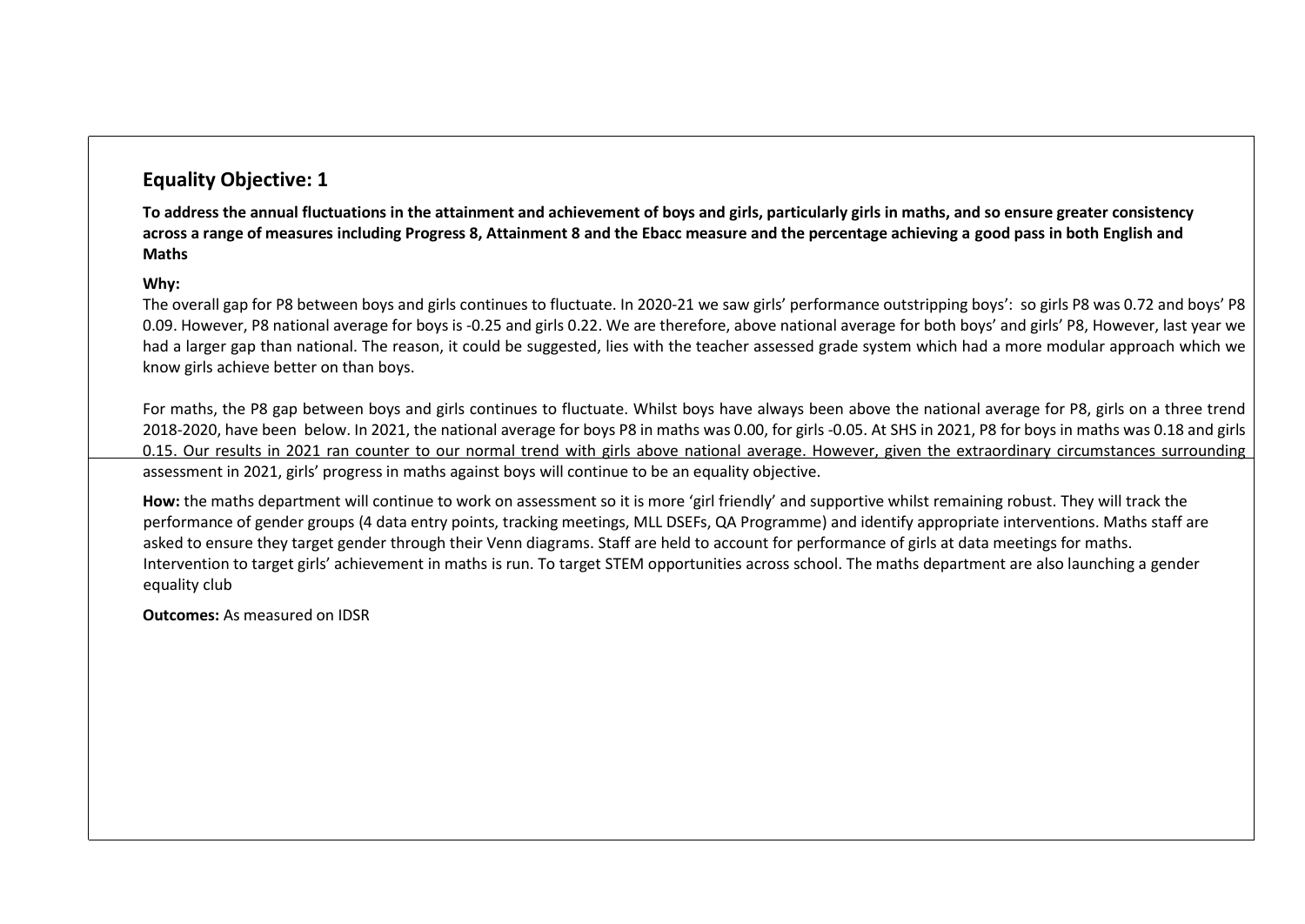## Equality Objective: 1

**To address the annual fluctuations in the attainment and achievement of boys and girls, particularly girls in maths, and so ensure greater consistency across a range of measures including Progress 8, Attainment 8 and the Ebacc measure and the percentage achieving a good pass in both English and Maths**

**Why:**

The overall gap for P8 between boys and girls continues to fluctuate. In 2020-21 we saw girls' performance outstripping boys': so girls P8 was 0.72 and boys' P8 0.09. However, P8 national average for boys is -0.25 and girls 0.22. We are therefore, above national average for both boys' and girls' P8, However, last year we had a larger gap than national. The reason, it could be suggested, lies with the teacher assessed grade system which had a more modular approach which we know girls achieve better on than boys.

For maths, the P8 gap between boys and girls continues to fluctuate. Whilst boys have always been above the national average for P8, girls on a three trend 2018-2020, have been below. In 2021, the national average for boys P8 in maths was 0.00, for girls -0.05. At SHS in 2021, P8 for boys in maths was 0.18 and girls 0.15. Our results in 2021 ran counter to our normal trend with girls above national average. However, given the extraordinary circumstances surrounding assessment in 2021, girls' progress in maths against boys will continue to be an equality objective.

**How:** the maths department will continue to work on assessment so it is more 'girl friendly' and supportive whilst remaining robust. They will track the performance of gender groups (4 data entry points, tracking meetings, MLL DSEFs, QA Programme) and identify appropriate interventions. Maths staff are asked to ensure they target gender through their Venn diagrams. Staff are held to account for performance of girls at data meetings for maths. Intervention to target girls' achievement in maths is run. To target STEM opportunities across school. The maths department are also launching a gender equality club

**Outcomes:** As measured on IDSR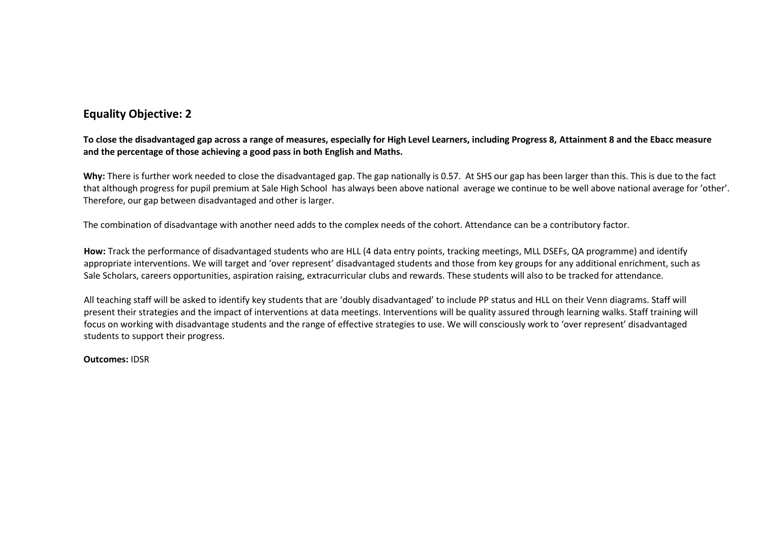## Equality Objective: 2

**To close the disadvantaged gap across a range of measures, especially for High Level Learners, including Progress 8, Attainment 8 and the Ebacc measure and the percentage of those achieving a good pass in both English and Maths.**

**Why:** There is further work needed to close the disadvantaged gap. The gap nationally is 0.57. At SHS our gap has been larger than this. This is due to the fact that although progress for pupil premium at Sale High School has always been above national average we continue to be well above national average for 'other'. Therefore, our gap between disadvantaged and other is larger.

The combination of disadvantage with another need adds to the complex needs of the cohort. Attendance can be a contributory factor.

**How:** Track the performance of disadvantaged students who are HLL (4 data entry points, tracking meetings, MLL DSEFs, QA programme) and identify appropriate interventions. We will target and 'over represent' disadvantaged students and those from key groups for any additional enrichment, such as Sale Scholars, careers opportunities, aspiration raising, extracurricular clubs and rewards. These students will also to be tracked for attendance.

All teaching staff will be asked to identify key students that are 'doubly disadvantaged' to include PP status and HLL on their Venn diagrams. Staff will present their strategies and the impact of interventions at data meetings. Interventions will be quality assured through learning walks. Staff training will focus on working with disadvantage students and the range of effective strategies to use. We will consciously work to 'over represent' disadvantaged students to support their progress.

**Outcomes:** IDSR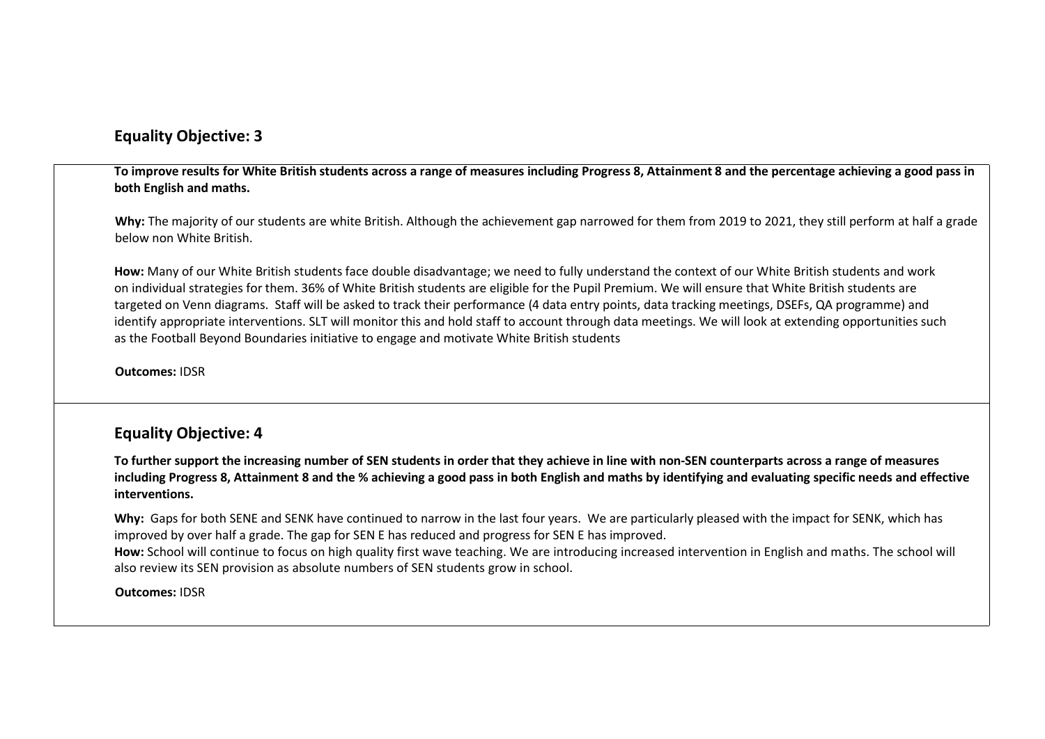## Equality Objective: 3

**To improve results for White British students across a range of measures including Progress 8, Attainment 8 and the percentage achieving a good pass in both English and maths.**

**Why:** The majority of our students are white British. Although the achievement gap narrowed for them from 2019 to 2021, they still perform at half a grade below non White British.

**How:** Many of our White British students face double disadvantage; we need to fully understand the context of our White British students and work on individual strategies for them. 36% of White British students are eligible for the Pupil Premium. We will ensure that White British students are targeted on Venn diagrams. Staff will be asked to track their performance (4 data entry points, data tracking meetings, DSEFs, QA programme) and identify appropriate interventions. SLT will monitor this and hold staff to account through data meetings. We will look at extending opportunities such as the Football Beyond Boundaries initiative to engage and motivate White British students

**Outcomes:** IDSR

## Equality Objective: 4

**To further support the increasing number of SEN students in order that they achieve in line with non-SEN counterparts across a range of measures including Progress 8, Attainment 8 and the % achieving a good pass in both English and maths by identifying and evaluating specific needs and effective interventions.**

**Why:** Gaps for both SENE and SENK have continued to narrow in the last four years. We are particularly pleased with the impact for SENK, which has improved by over half a grade. The gap for SEN E has reduced and progress for SEN E has improved.

**How:** School will continue to focus on high quality first wave teaching. We are introducing increased intervention in English and maths. The school will also review its SEN provision as absolute numbers of SEN students grow in school.

**Outcomes:** IDSR